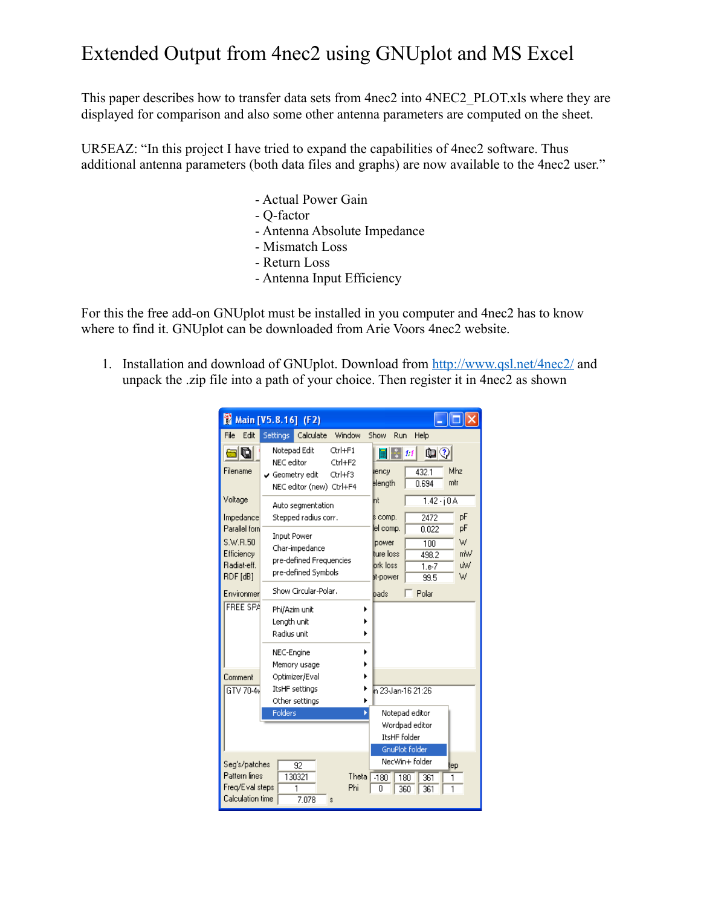# Extended Output from 4nec2 using GNUplot and MS Excel

This paper describes how to transfer data sets from 4nec2 into 4NEC2_PLOT.xls where they are displayed for comparison and also some other antenna parameters are computed on the sheet.

UR5EAZ: "In this project I have tried to expand the capabilities of 4nec2 software. Thus additional antenna parameters (both data files and graphs) are now available to the 4nec2 user."

- Actual Power Gain
- Q-factor
- Antenna Absolute Impedance
- Mismatch Loss
- Return Loss
- Antenna Input Efficiency

For this the free add-on GNUplot must be installed in you computer and 4nec2 has to know where to find it. GNUplot can be downloaded from Arie Voors 4nec2 website.

1. Installation and download of GNUplot. Download from http://www.qsl.net/4nec2/ and unpack the .zip file into a path of your choice. Then register it in 4nec2 as shown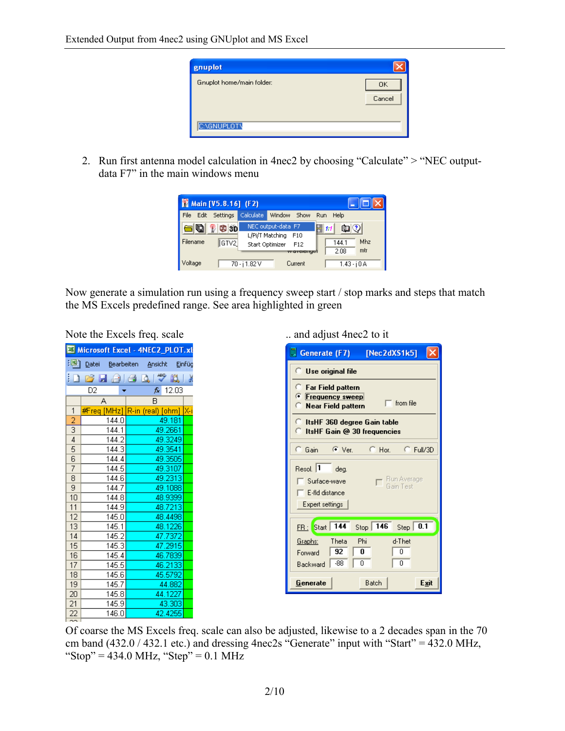2. Run first antenna model calculation in 4nec2 by choosing “Calculate” > “NEC output-data F7” in the main windows menu

Now generate a simulation run using a frequency sweep start / stop marks and steps that match the MS Excels predefined range. See area highlighted in green

Note the Excels freq. scale

.. and adjust 4nec2 to it

Of coarse the MS Excels freq. scale can also be adjusted, likewise to a 2 decades span in the 70 cm band (432.0 / 432.1 etc.) and dressing 4nec2s “Generate” input with “Start” = 432.0 MHz, “Stop” = 434.0 MHz, “Step” = 0.1 MHz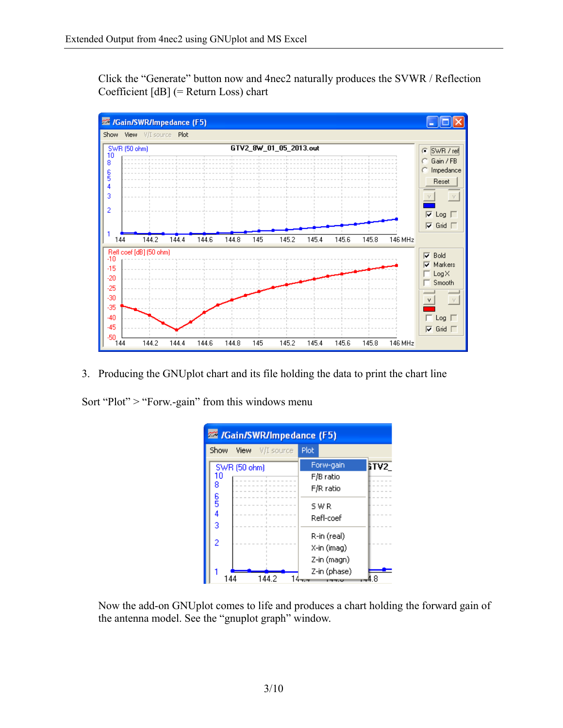Click the “Generate” button now and 4nec2 naturally produces the SVWR / Reflection Coefficient [dB] (= Return Loss) chart

3. Producing the GNUplot chart and its file holding the data to print the chart line

Sort “Plot” > “Forw.-gain” from this windows menu

Now the add-on GNUplot comes to life and produces a chart holding the forward gain of the antenna model. See the “gnuplot graph” window.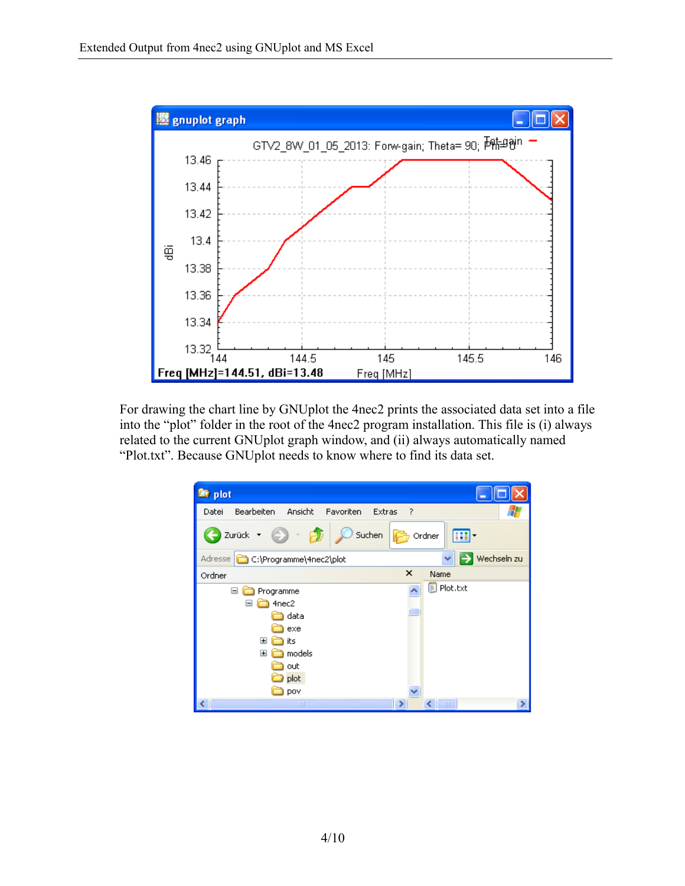For drawing the chart line by GNUplot the 4nec2 prints the associated data set into a file into the “plot” folder in the root of the 4nec2 program installation. This file is (i) always related to the current GNUplot graph window, and (ii) always automatically named “Plot.txt”. Because GNUplot needs to know where to find its data set.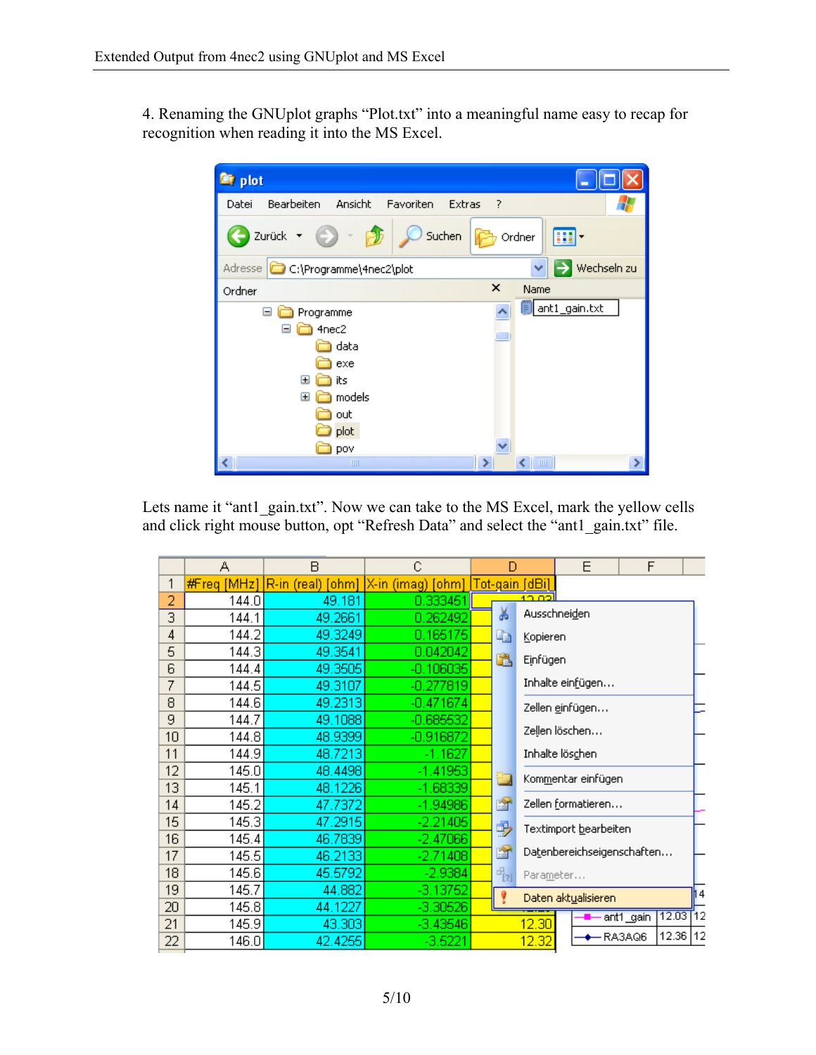4. Renaming the GNUplot graphs "Plot.txt" into a meaningful name easy to recap for recognition when reading it into the MS Excel.

Lets name it "ant1_gain.txt". Now we can take to the MS Excel, mark the yellow cells and click right mouse button, opt "Refresh Data" and select the "ant1_gain.txt" file.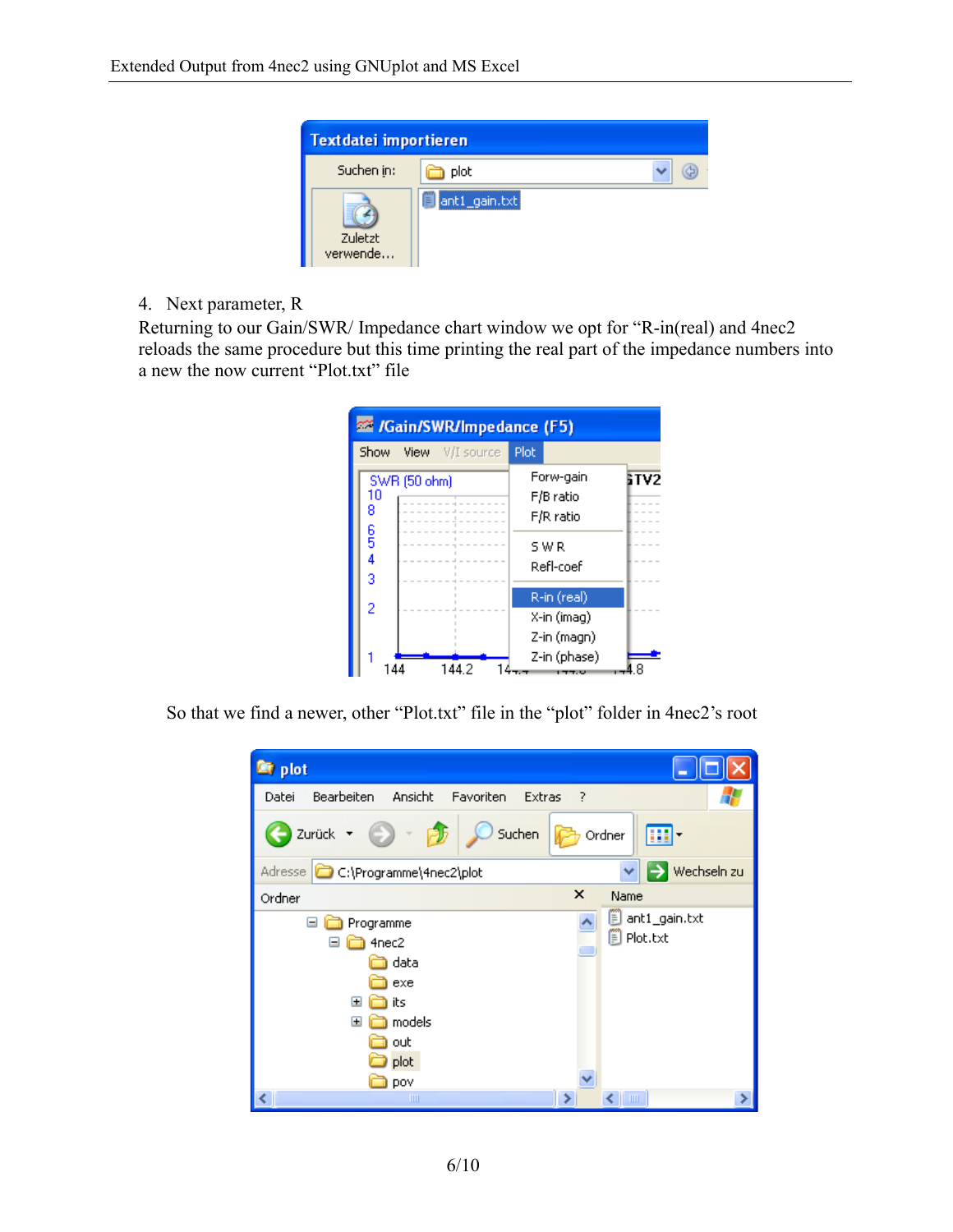4. Next parameter, R

Returning to our Gain/SWR/ Impedance chart window we opt for "R-in(real) and 4nec2 reloads the same procedure but this time printing the real part of the impedance numbers into a new the now current "Plot.txt" file

So that we find a newer, other "Plot.txt" file in the "plot" folder in 4nec2's root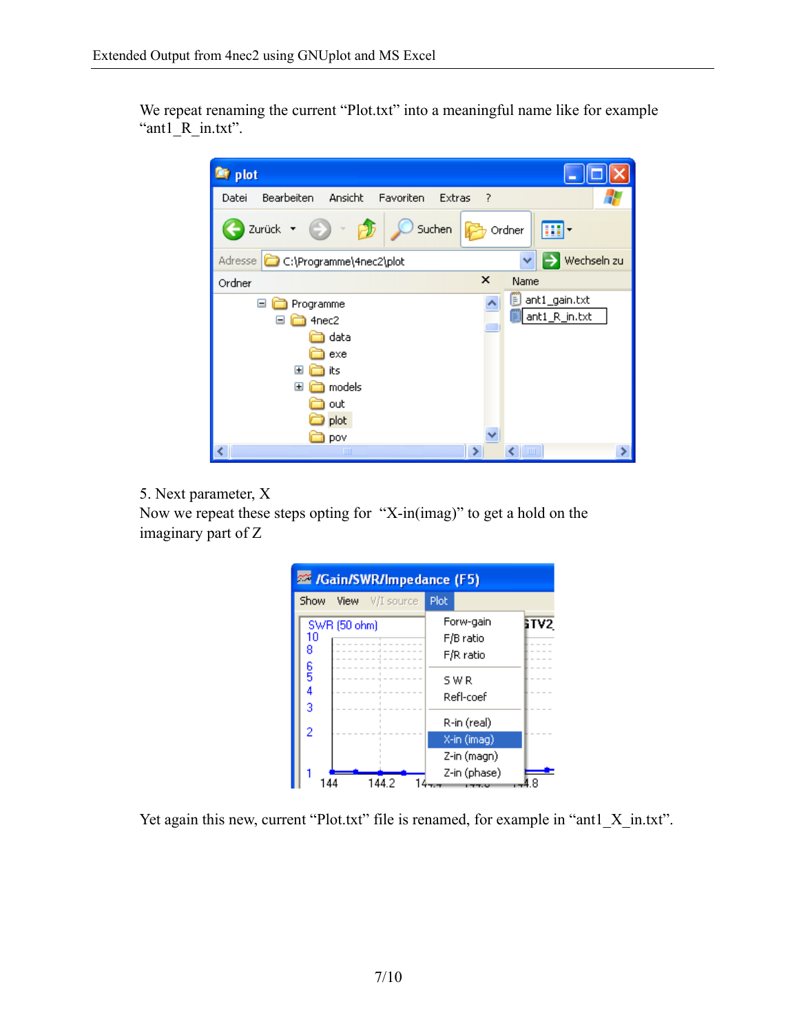We repeat renaming the current “Plot.txt” into a meaningful name like for example “ant1_R_in.txt”.

5. Next parameter, X

Now we repeat these steps opting for “X-in(imag)” to get a hold on the imaginary part of Z

Yet again this new, current “Plot.txt” file is renamed, for example in “ant1_X_in.txt”.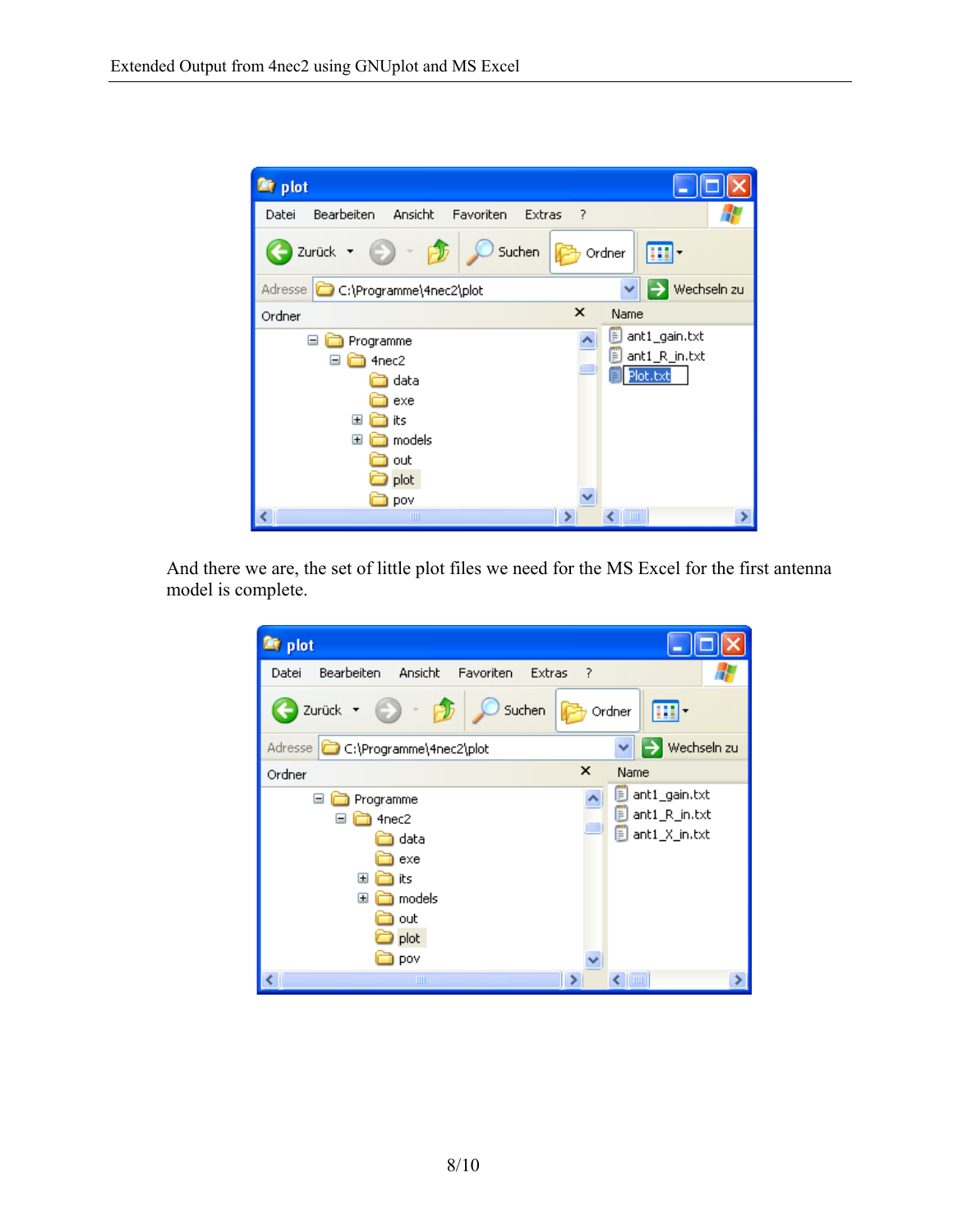And there we are, the set of little plot files we need for the MS Excel for the first antenna model is complete.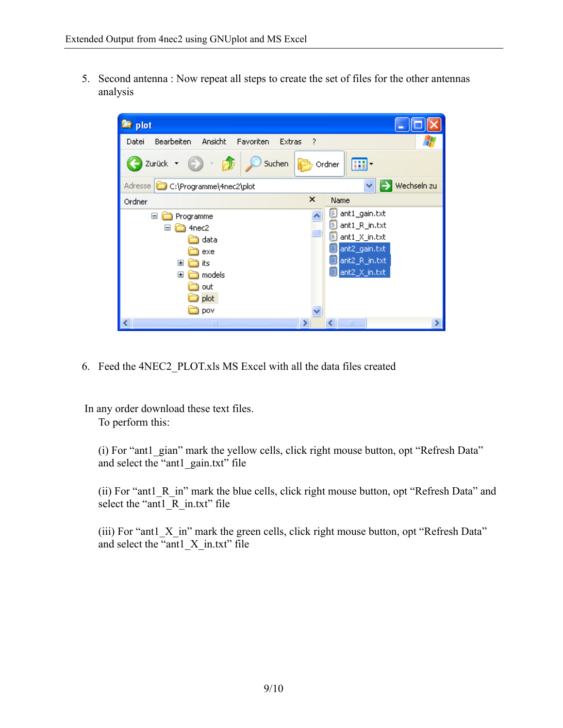5. Second antenna : Now repeat all steps to create the set of files for the other antennas analysis

6. Feed the 4NEC2_PLOT.xls MS Excel with all the data files created

In any order download these text files.
To perform this:

(i) For "ant1_gian" mark the yellow cells, click right mouse button, opt "Refresh Data" and select the "ant1_gain.txt" file

(ii) For "ant1_R_in" mark the blue cells, click right mouse button, opt "Refresh Data" and select the "ant1_R_in.txt" file

(iii) For "ant1_X_in" mark the green cells, click right mouse button, opt "Refresh Data" and select the "ant1_X_in.txt" file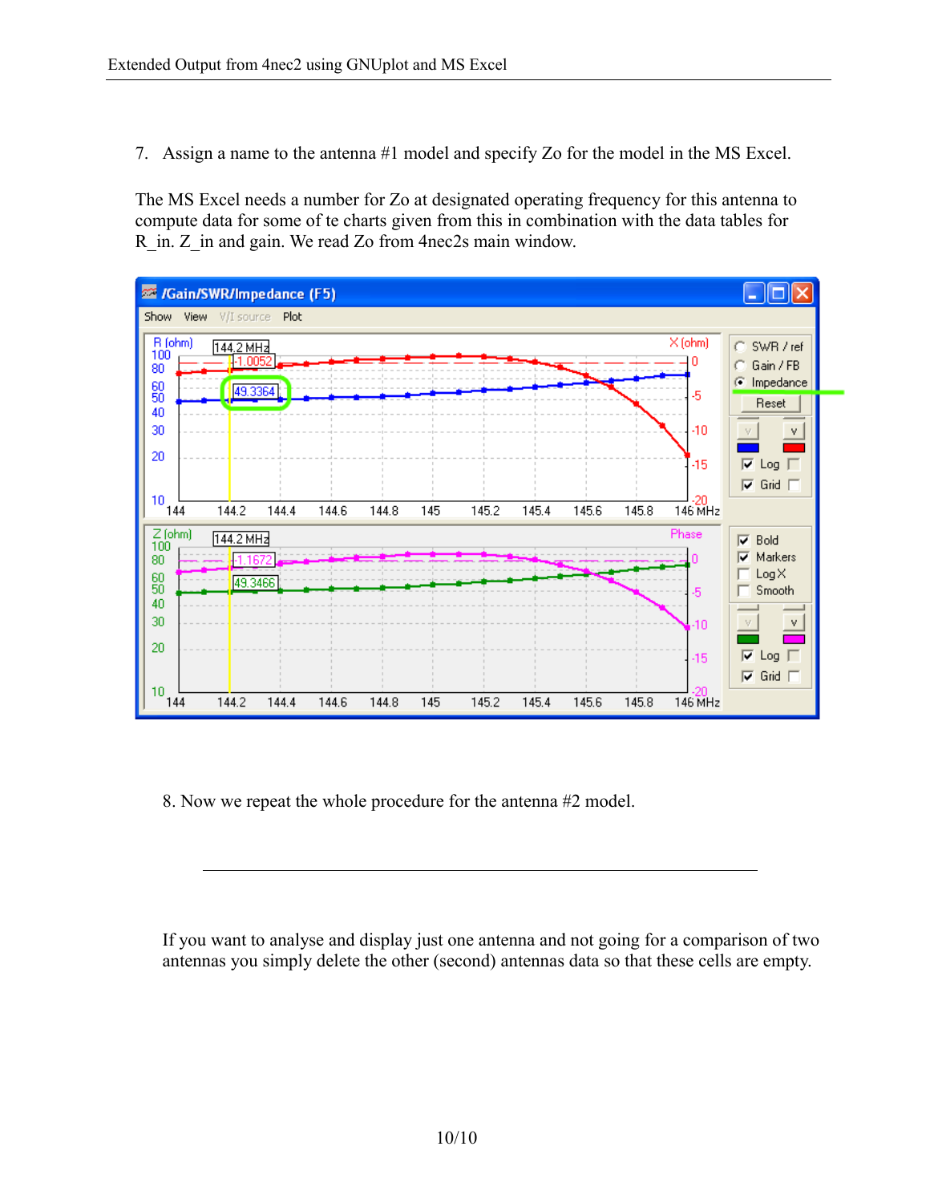7. Assign a name to the antenna #1 model and specify Zo for the model in the MS Excel.

The MS Excel needs a number for Zo at designated operating frequency for this antenna to compute data for some of te charts given from this in combination with the data tables for R_in. Z_in and gain. We read Zo from 4nec2s main window.

/Gain/SWR/Impedance (F5)

Show View V/I source Plot

R (ohm) 144.2 MHz X (ohm)

-1.0052

49.3364

100 80 60 50 40 30 20 10

0 -5 -10 -15 -20

144 144.2 144.4 144.6 144.8 145 145.2 145.4 145.6 145.8 146 MHz

SWR / ref
Gain / FB
Impedance
Reset
Log
Grid

Z (ohm) 144.2 MHz Phase

-1.1672

49.3466

100 80 60 50 40 30 20 10

0 -5 -10 -15 -20

144 144.2 144.4 144.6 144.8 145 145.2 145.4 145.6 145.8 146 MHz

Bold
Markers
LogX
Smooth
Log
Grid

8. Now we repeat the whole procedure for the antenna #2 model.

---

If you want to analyse and display just one antenna and not going for a comparison of two antennas you simply delete the other (second) antennas data so that these cells are empty.